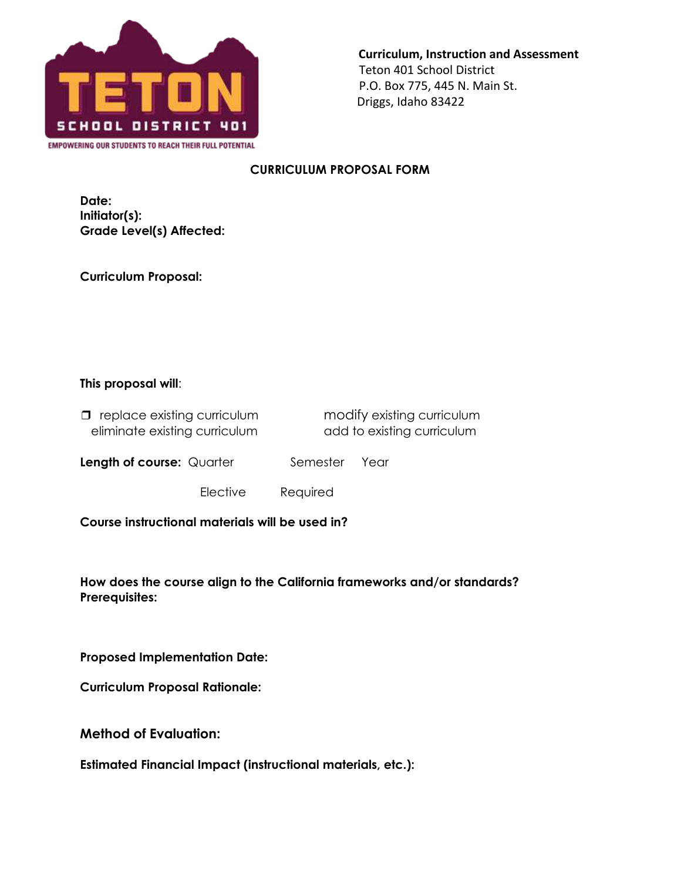**Curriculum, Instruction and Assessment**
Teton 401 School District
P.O. Box 775, 445 N. Main St.
Driggs, Idaho 83422

## CURRICULUM PROPOSAL FORM

**Date:**
**Initiator(s):**
**Grade Level(s) Affected:**

**Curriculum Proposal:**

**This proposal will**:

- ❒ replace existing curriculum
- eliminate existing curriculum
- modify existing curriculum
- add to existing curriculum

**Length of course:** Quarter Semester Year

Elective Required

**Course instructional materials will be used in?**

**How does the course align to the California frameworks and/or standards?**
**Prerequisites:**

**Proposed Implementation Date:**

**Curriculum Proposal Rationale:**

**Method of Evaluation:**

**Estimated Financial Impact (instructional materials, etc.):**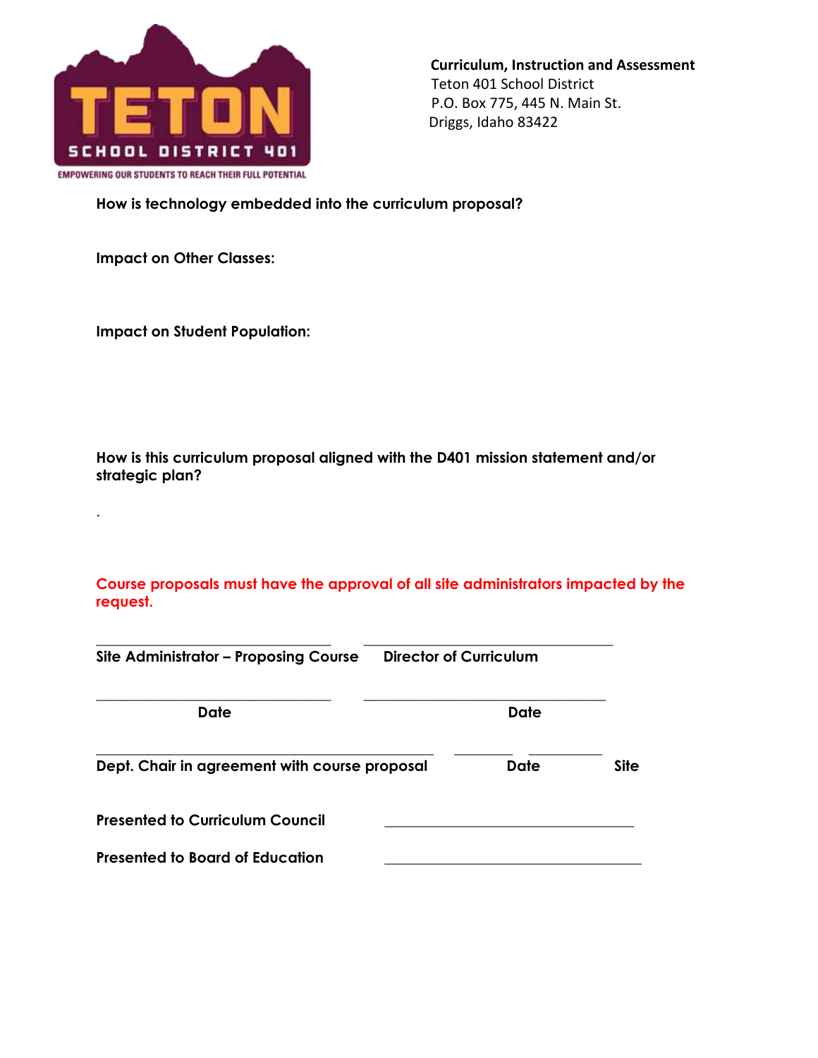**Curriculum, Instruction and Assessment**
Teton 401 School District
P.O. Box 775, 445 N. Main St.
Driggs, Idaho 83422

**How is technology embedded into the curriculum proposal?**

**Impact on Other Classes:**

**Impact on Student Population:**

**How is this curriculum proposal aligned with the D401 mission statement and/or strategic plan?**

.

**Course proposals must have the approval of all site administrators impacted by the request.**

\_\_\_\_\_\_\_\_\_\_\_\_\_\_\_\_\_\_\_\_\_\_\_\_\_\_\_\_\_\_\_\_ \_\_\_\_\_\_\_\_\_\_\_\_\_\_\_\_\_\_\_\_\_\_\_\_\_\_\_\_\_\_\_\_

**Site Administrator – Proposing Course** **Director of Curriculum**

\_\_\_\_\_\_\_\_\_\_\_\_\_\_\_\_\_\_\_\_\_\_\_\_\_\_\_\_\_\_\_\_ \_\_\_\_\_\_\_\_\_\_\_\_\_\_\_\_\_\_\_\_\_\_\_\_\_\_\_\_\_\_\_\_

**Date** **Date**

\_\_\_\_\_\_\_\_\_\_\_\_\_\_\_\_\_\_\_\_\_\_\_\_\_\_\_\_\_\_\_\_\_\_\_\_\_\_\_\_\_\_\_\_ \_\_\_\_\_\_\_\_ \_\_\_\_\_\_\_\_\_\_

**Dept. Chair in agreement with course proposal** **Date** **Site**

**Presented to Curriculum Council** \_\_\_\_\_\_\_\_\_\_\_\_\_\_\_\_\_\_\_\_\_\_\_\_\_\_\_\_\_\_\_\_

**Presented to Board of Education** \_\_\_\_\_\_\_\_\_\_\_\_\_\_\_\_\_\_\_\_\_\_\_\_\_\_\_\_\_\_\_\_